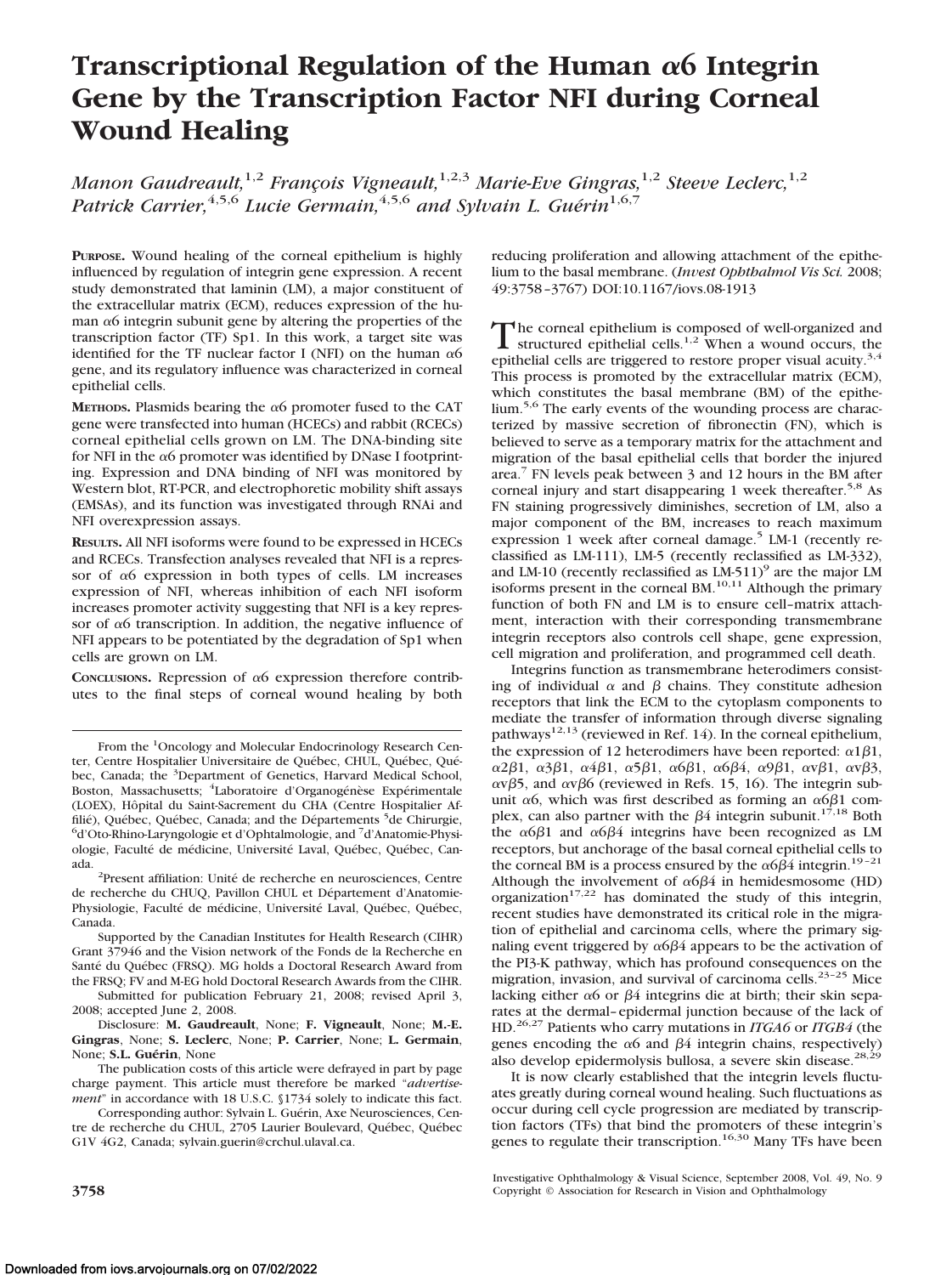# Transcriptional Regulation of the Human α6 Integrin Gene by the Transcription Factor NFI during Corneal Wound Healing

*Manon Gaudreault,*[1,2] *François Vigneault,*[1,2,3] *Marie-Eve Gingras,*[1,2] *Steeve Leclerc,*[1,2] *Patrick Carrier,*[4,5,6] *Lucie Germain,*[4,5,6] *and Sylvain L. Guérin*[1,6,7]

**PURPOSE.** Wound healing of the corneal epithelium is highly influenced by regulation of integrin gene expression. A recent study demonstrated that laminin (LM), a major constituent of the extracellular matrix (ECM), reduces expression of the human α6 integrin subunit gene by altering the properties of the transcription factor (TF) Sp1. In this work, a target site was identified for the TF nuclear factor I (NFI) on the human α6 gene, and its regulatory influence was characterized in corneal epithelial cells.

**METHODS.** Plasmids bearing the α6 promoter fused to the CAT gene were transfected into human (HCECs) and rabbit (RCECs) corneal epithelial cells grown on LM. The DNA-binding site for NFI in the α6 promoter was identified by DNase I footprinting. Expression and DNA binding of NFI was monitored by Western blot, RT-PCR, and electrophoretic mobility shift assays (EMSAs), and its function was investigated through RNAi and NFI overexpression assays.

**RESULTS.** All NFI isoforms were found to be expressed in HCECs and RCECs. Transfection analyses revealed that NFI is a repressor of α6 expression in both types of cells. LM increases expression of NFI, whereas inhibition of each NFI isoform increases promoter activity suggesting that NFI is a key repressor of α6 transcription. In addition, the negative influence of NFI appears to be potentiated by the degradation of Sp1 when cells are grown on LM.

**CONCLUSIONS.** Repression of α6 expression therefore contributes to the final steps of corneal wound healing by both reducing proliferation and allowing attachment of the epithelium to the basal membrane. (*Invest Ophthalmol Vis Sci.* 2008; 49:3758–3767) DOI:10.1167/iovs.08-1913

From the [1]Oncology and Molecular Endocrinology Research Center, Centre Hospitalier Universitaire de Québec, CHUL, Québec, Québec, Canada; the [3]Department of Genetics, Harvard Medical School, Boston, Massachusetts; [4]Laboratoire d'Organogénèse Expérimentale (LOEX), Hôpital du Saint-Sacrement du CHA (Centre Hospitalier Affilié), Québec, Québec, Canada; and the Départements [5]de Chirurgie, [6]d'Oto-Rhino-Laryngologie et d'Ophtalmologie, and [7]d'Anatomie-Physiologie, Faculté de médecine, Université Laval, Québec, Québec, Canada.

[2]Present affiliation: Unité de recherche en neurosciences, Centre de recherche du CHUQ, Pavillon CHUL et Département d'Anatomie-Physiologie, Faculté de médecine, Université Laval, Québec, Québec, Canada.

Supported by the Canadian Institutes for Health Research (CIHR) Grant 37946 and the Vision network of the Fonds de la Recherche en Santé du Québec (FRSQ). MG holds a Doctoral Research Award from the FRSQ; FV and M-EG hold Doctoral Research Awards from the CIHR.

Submitted for publication February 21, 2008; revised April 3, 2008; accepted June 2, 2008.

Disclosure: **M. Gaudreault**, None; **F. Vigneault**, None; **M.-E. Gingras**, None; **S. Leclerc**, None; **P. Carrier**, None; **L. Germain**, None; **S.L. Guérin**, None

The publication costs of this article were defrayed in part by page charge payment. This article must therefore be marked "*advertisement*" in accordance with 18 U.S.C. §1734 solely to indicate this fact.

Corresponding author: Sylvain L. Guérin, Axe Neurosciences, Centre de recherche du CHUL, 2705 Laurier Boulevard, Québec, Québec G1V 4G2, Canada; sylvain.guerin@crchul.ulaval.ca.

The corneal epithelium is composed of well-organized and structured epithelial cells.[1,2] When a wound occurs, the epithelial cells are triggered to restore proper visual acuity.[3,4] This process is promoted by the extracellular matrix (ECM), which constitutes the basal membrane (BM) of the epithelium.[5,6] The early events of the wounding process are characterized by massive secretion of fibronectin (FN), which is believed to serve as a temporary matrix for the attachment and migration of the basal epithelial cells that border the injured area.[7] FN levels peak between 3 and 12 hours in the BM after corneal injury and start disappearing 1 week thereafter.[5,8] As FN staining progressively diminishes, secretion of LM, also a major component of the BM, increases to reach maximum expression 1 week after corneal damage.[5] LM-1 (recently reclassified as LM-111), LM-5 (recently reclassified as LM-332), and LM-10 (recently reclassified as LM-511)[9] are the major LM isoforms present in the corneal BM.[10,11] Although the primary function of both FN and LM is to ensure cell–matrix attachment, interaction with their corresponding transmembrane integrin receptors also controls cell shape, gene expression, cell migration and proliferation, and programmed cell death.

Integrins function as transmembrane heterodimers consisting of individual α and β chains. They constitute adhesion receptors that link the ECM to the cytoplasm components to mediate the transfer of information through diverse signaling pathways[12,13] (reviewed in Ref. 14). In the corneal epithelium, the expression of 12 heterodimers have been reported: α1β1, α2β1, α3β1, α4β1, α5β1, α6β1, α6β4, α9β1, αvβ1, αvβ3, αvβ5, and αvβ6 (reviewed in Refs. 15, 16). The integrin subunit α6, which was first described as forming an α6β1 complex, can also partner with the β4 integrin subunit.[17,18] Both the α6β1 and α6β4 integrins have been recognized as LM receptors, but anchorage of the basal corneal epithelial cells to the corneal BM is a process ensured by the α6β4 integrin.[19–21] Although the involvement of α6β4 in hemidesmosome (HD) organization[17,22] has dominated the study of this integrin, recent studies have demonstrated its critical role in the migration of epithelial and carcinoma cells, where the primary signaling event triggered by α6β4 appears to be the activation of the PI3-K pathway, which has profound consequences on the migration, invasion, and survival of carcinoma cells.[23–25] Mice lacking either α6 or β4 integrins die at birth; their skin separates at the dermal–epidermal junction because of the lack of HD.[26,27] Patients who carry mutations in *ITGA6* or *ITGB4* (the genes encoding the α6 and β4 integrin chains, respectively) also develop epidermolysis bullosa, a severe skin disease.[28,29]

It is now clearly established that the integrin levels fluctuates greatly during corneal wound healing. Such fluctuations as occur during cell cycle progression are mediated by transcription factors (TFs) that bind the promoters of these integrin's genes to regulate their transcription.[16,30] Many TFs have been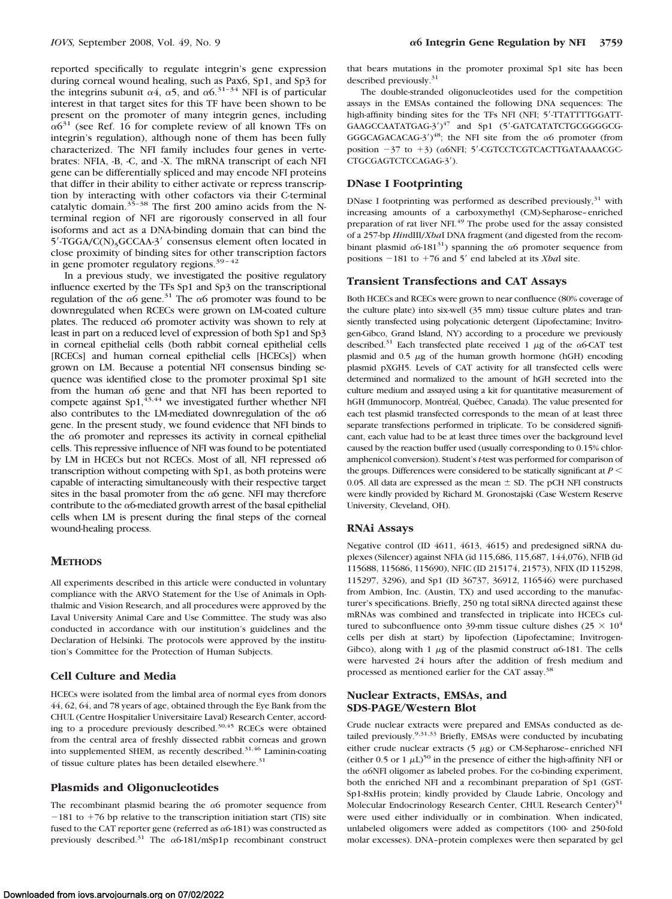reported specifically to regulate integrin's gene expression during corneal wound healing, such as Pax6, Sp1, and Sp3 for the integrins subunit α4, α5, and α6.[31–34] NFI is of particular interest in that target sites for this TF have been shown to be present on the promoter of many integrin genes, including α6[31] (see Ref. 16 for complete review of all known TFs on integrin's regulation), although none of them has been fully characterized. The NFI family includes four genes in vertebrates: NFIA, -B, -C, and -X. The mRNA transcript of each NFI gene can be differentially spliced and may encode NFI proteins that differ in their ability to either activate or repress transcription by interacting with other cofactors via their C-terminal catalytic domain.[35–38] The first 200 amino acids from the N-terminal region of NFI are rigorously conserved in all four isoforms and act as a DNA-binding domain that can bind the 5′-TGGA/C(N)$_5$GCCAA-3′ consensus element often located in close proximity of binding sites for other transcription factors in gene promoter regulatory regions.[39–42]

In a previous study, we investigated the positive regulatory influence exerted by the TFs Sp1 and Sp3 on the transcriptional regulation of the α6 gene.[31] The α6 promoter was found to be downregulated when RCECs were grown on LM-coated culture plates. The reduced α6 promoter activity was shown to rely at least in part on a reduced level of expression of both Sp1 and Sp3 in corneal epithelial cells (both rabbit corneal epithelial cells [RCECs] and human corneal epithelial cells [HCECs]) when grown on LM. Because a potential NFI consensus binding sequence was identified close to the promoter proximal Sp1 site from the human α6 gene and that NFI has been reported to compete against Sp1,[43,44] we investigated further whether NFI also contributes to the LM-mediated downregulation of the α6 gene. In the present study, we found evidence that NFI binds to the α6 promoter and represses its activity in corneal epithelial cells. This repressive influence of NFI was found to be potentiated by LM in HCECs but not RCECs. Most of all, NFI repressed α6 transcription without competing with Sp1, as both proteins were capable of interacting simultaneously with their respective target sites in the basal promoter from the α6 gene. NFI may therefore contribute to the α6-mediated growth arrest of the basal epithelial cells when LM is present during the final steps of the corneal wound-healing process.

## Methods

All experiments described in this article were conducted in voluntary compliance with the ARVO Statement for the Use of Animals in Ophthalmic and Vision Research, and all procedures were approved by the Laval University Animal Care and Use Committee. The study was also conducted in accordance with our institution's guidelines and the Declaration of Helsinki. The protocols were approved by the institution's Committee for the Protection of Human Subjects.

### Cell Culture and Media

HCECs were isolated from the limbal area of normal eyes from donors 44, 62, 64, and 78 years of age, obtained through the Eye Bank from the CHUL (Centre Hospitalier Universitaire Laval) Research Center, according to a procedure previously described.[30,45] RCECs were obtained from the central area of freshly dissected rabbit corneas and grown into supplemented SHEM, as recently described.[31,46] Laminin-coating of tissue culture plates has been detailed elsewhere.[31]

### Plasmids and Oligonucleotides

The recombinant plasmid bearing the α6 promoter sequence from −181 to +76 bp relative to the transcription initiation start (TIS) site fused to the CAT reporter gene (referred as α6-181) was constructed as previously described.[31] The α6-181/mSp1p recombinant construct that bears mutations in the promoter proximal Sp1 site has been described previously.[31]

The double-stranded oligonucleotides used for the competition assays in the EMSAs contained the following DNA sequences: The high-affinity binding sites for the TFs NFI (NFI; 5′-TTATTTTGGATT-GAAGCCAATATGAG-3′)[47] and Sp1 (5′-GATCATATCTGCGGGGCG-GGGCAGACACAG-3′)[48]; the NFI site from the α6 promoter (from position −37 to +3) (α6NFI; 5′-CGTCCTCGTCACTTGATAAAACGC-CTGCGAGTCTCCAGAG-3′).

### DNase I Footprinting

DNase I footprinting was performed as described previously,[31] with increasing amounts of a carboxymethyl (CM)-Sepharose–enriched preparation of rat liver NFI.[49] The probe used for the assay consisted of a 257-bp *Hin*dIII/*Xba*I DNA fragment (and digested from the recombinant plasmid α6-181[31]) spanning the α6 promoter sequence from positions −181 to +76 and 5′ end labeled at its *Xba*I site.

### Transient Transfections and CAT Assays

Both HCECs and RCECs were grown to near confluence (80% coverage of the culture plate) into six-well (35 mm) tissue culture plates and transiently transfected using polycationic detergent (Lipofectamine; Invitrogen-Gibco, Grand Island, NY) according to a procedure we previously described.[31] Each transfected plate received 1 μg of the α6-CAT test plasmid and 0.5 μg of the human growth hormone (hGH) encoding plasmid pXGH5. Levels of CAT activity for all transfected cells were determined and normalized to the amount of hGH secreted into the culture medium and assayed using a kit for quantitative measurement of hGH (Immunocorp, Montréal, Québec, Canada). The value presented for each test plasmid transfected corresponds to the mean of at least three separate transfections performed in triplicate. To be considered significant, each value had to be at least three times over the background level caused by the reaction buffer used (usually corresponding to 0.15% chloramphenicol conversion). Student's *t*-test was performed for comparison of the groups. Differences were considered to be statically significant at $P < 0.05$. All data are expressed as the mean ± SD. The pCH NFI constructs were kindly provided by Richard M. Gronostajski (Case Western Reserve University, Cleveland, OH).

### RNAi Assays

Negative control (ID 4611, 4613, 4615) and predesigned siRNA duplexes (Silencer) against NFIA (id 115,686, 115,687, 144,076), NFIB (id 115688, 115686, 115690), NFIC (ID 215174, 21573), NFIX (ID 115298, 115297, 3296), and Sp1 (ID 36737, 36912, 116546) were purchased from Ambion, Inc. (Austin, TX) and used according to the manufacturer's specifications. Briefly, 250 ng total siRNA directed against these mRNAs was combined and transfected in triplicate into HCECs cultured to subconfluence onto 39-mm tissue culture dishes ($25 \times 10^4$ cells per dish at start) by lipofection (Lipofectamine; Invitrogen-Gibco), along with 1 μg of the plasmid construct α6-181. The cells were harvested 24 hours after the addition of fresh medium and processed as mentioned earlier for the CAT assay.[38]

### Nuclear Extracts, EMSAs, and SDS-PAGE/Western Blot

Crude nuclear extracts were prepared and EMSAs conducted as detailed previously.[9,31,33] Briefly, EMSAs were conducted by incubating either crude nuclear extracts (5 μg) or CM-Sepharose–enriched NFI (either 0.5 or 1 μL)[50] in the presence of either the high-affinity NFI or the α6NFI oligomer as labeled probes. For the co-binding experiment, both the enriched NFI and a recombinant preparation of Sp1 (GST-Sp1-8xHis protein; kindly provided by Claude Labrie, Oncology and Molecular Endocrinology Research Center, CHUL Research Center)[51] were used either individually or in combination. When indicated, unlabeled oligomers were added as competitors (100- and 250-fold molar excesses). DNA–protein complexes were then separated by gel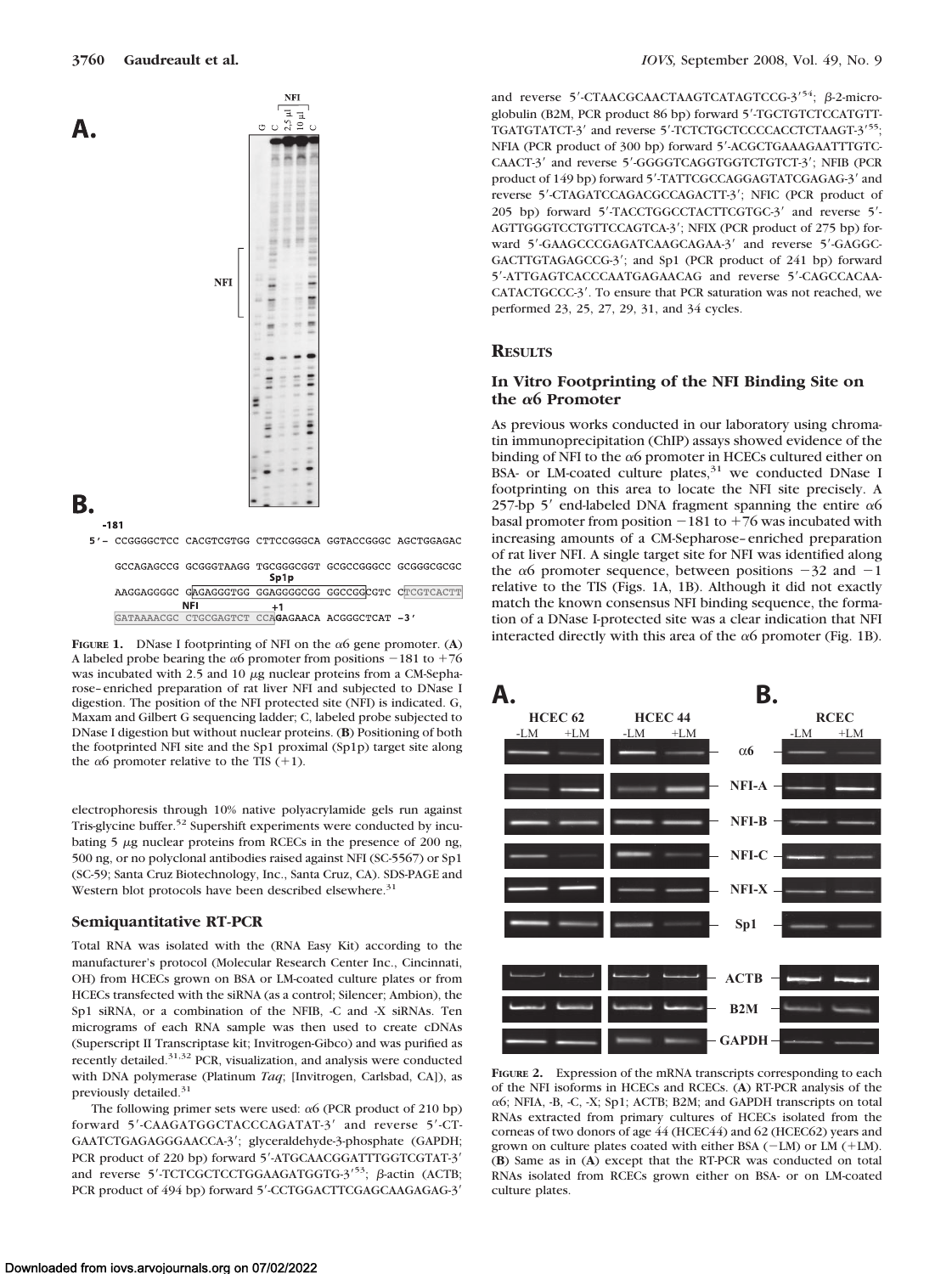**FIGURE 1.** DNase I footprinting of NFI on the α6 gene promoter. (**A**) A labeled probe bearing the α6 promoter from positions −181 to +76 was incubated with 2.5 and 10 μg nuclear proteins from a CM-Sepharose–enriched preparation of rat liver NFI and subjected to DNase I digestion. The position of the NFI protected site (NFI) is indicated. G, Maxam and Gilbert G sequencing ladder; C, labeled probe subjected to DNase I digestion but without nuclear proteins. (**B**) Positioning of both the footprinted NFI site and the Sp1 proximal (Sp1p) target site along the α6 promoter relative to the TIS (+1).

electrophoresis through 10% native polyacrylamide gels run against Tris-glycine buffer.[52] Supershift experiments were conducted by incubating 5 μg nuclear proteins from RCECs in the presence of 200 ng, 500 ng, or no polyclonal antibodies raised against NFI (SC-5567) or Sp1 (SC-59; Santa Cruz Biotechnology, Inc., Santa Cruz, CA). SDS-PAGE and Western blot protocols have been described elsewhere.[31]

### Semiquantitative RT-PCR

Total RNA was isolated with the (RNA Easy Kit) according to the manufacturer's protocol (Molecular Research Center Inc., Cincinnati, OH) from HCECs grown on BSA or LM-coated culture plates or from HCECs transfected with the siRNA (as a control; Silencer; Ambion), the Sp1 siRNA, or a combination of the NFIB, -C and -X siRNAs. Ten micrograms of each RNA sample was then used to create cDNAs (Superscript II Transcriptase kit; Invitrogen-Gibco) and was purified as recently detailed.[31,32] PCR, visualization, and analysis were conducted with DNA polymerase (Platinum *Taq*; [Invitrogen, Carlsbad, CA]), as previously detailed.[31]

The following primer sets were used: α6 (PCR product of 210 bp) forward 5′-CAAGATGGCTACCCAGATAT-3′ and reverse 5′-CTGAATCTGAGAGGGAACCA-3′; glyceraldehyde-3-phosphate (GAPDH; PCR product of 220 bp) forward 5′-ATGCAACGGATTTGGTCGTAT-3′ and reverse 5′-TCTCGCTCCTGGAAGATGGTG-3′[53]; β-actin (ACTB; PCR product of 494 bp) forward 5′-CCTGGACTTCGAGCAAGAGAG-3′ and reverse 5′-CTAACGCAACTAAGTCATAGTCCG-3′[54]; β-2-microglobulin (B2M, PCR product 86 bp) forward 5′-TGCTGTCTCCATGTTTGATGTATCT-3′ and reverse 5′-TCTCTGCTCCCCACCTCTAAGT-3′[55]; NFIA (PCR product of 300 bp) forward 5′-ACGCTGAAAGAATTTGTCCAACT-3′ and reverse 5′-GGGGTCAGGTGGTCTGTCT-3′; NFIB (PCR product of 149 bp) forward 5′-TATTCGCCAGGAGTATCGAGAG-3′ and reverse 5′-CTAGATCCAGACGCCAGACTT-3′; NFIC (PCR product of 205 bp) forward 5′-TACCTGGCCTACTTCGTGC-3′ and reverse 5′-AGTTGGGTCCTGTTCCAGTCA-3′; NFIX (PCR product of 275 bp) forward 5′-GAAGCCCGAGATCAAGCAGAA-3′ and reverse 5′-GAGGCGACTTGTAGAGCCG-3′; and Sp1 (PCR product of 241 bp) forward 5′-ATTGAGTCACCCAATGAGAACAG and reverse 5′-CAGCCACAACATACTGCCC-3′. To ensure that PCR saturation was not reached, we performed 23, 25, 27, 29, 31, and 34 cycles.

## RESULTS

### In Vitro Footprinting of the NFI Binding Site on the α6 Promoter

As previous works conducted in our laboratory using chromatin immunoprecipitation (ChIP) assays showed evidence of the binding of NFI to the α6 promoter in HCECs cultured either on BSA- or LM-coated culture plates,[31] we conducted DNase I footprinting on this area to locate the NFI site precisely. A 257-bp 5′ end-labeled DNA fragment spanning the entire α6 basal promoter from position −181 to +76 was incubated with increasing amounts of a CM-Sepharose–enriched preparation of rat liver NFI. A single target site for NFI was identified along the α6 promoter sequence, between positions −32 and −1 relative to the TIS (Figs. 1A, 1B). Although it did not exactly match the known consensus NFI binding sequence, the formation of a DNase I-protected site was a clear indication that NFI interacted directly with this area of the α6 promoter (Fig. 1B).

**FIGURE 2.** Expression of the mRNA transcripts corresponding to each of the NFI isoforms in HCECs and RCECs. (**A**) RT-PCR analysis of the α6; NFIA, -B, -C, -X; Sp1; ACTB; B2M; and GAPDH transcripts on total RNAs extracted from primary cultures of HCECs isolated from the corneas of two donors of age 44 (HCEC44) and 62 (HCEC62) years and grown on culture plates coated with either BSA (−LM) or LM (+LM). (**B**) Same as in (**A**) except that the RT-PCR was conducted on total RNAs isolated from RCECs grown either on BSA- or on LM-coated culture plates.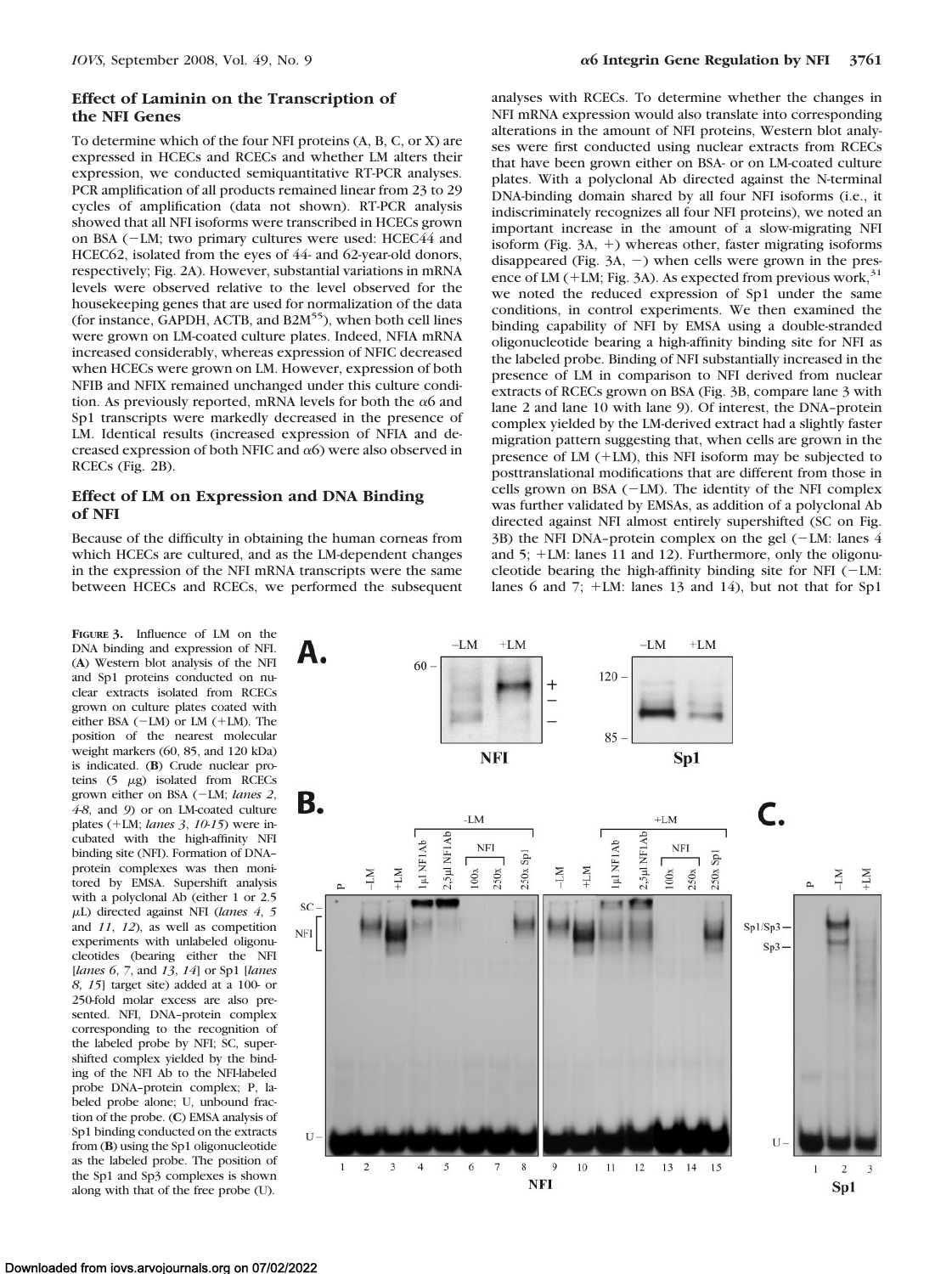### Effect of Laminin on the Transcription of the NFI Genes

To determine which of the four NFI proteins (A, B, C, or X) are expressed in HCECs and RCECs and whether LM alters their expression, we conducted semiquantitative RT-PCR analyses. PCR amplification of all products remained linear from 23 to 29 cycles of amplification (data not shown). RT-PCR analysis showed that all NFI isoforms were transcribed in HCECs grown on BSA (−LM; two primary cultures were used: HCEC44 and HCEC62, isolated from the eyes of 44- and 62-year-old donors, respectively; Fig. 2A). However, substantial variations in mRNA levels were observed relative to the level observed for the housekeeping genes that are used for normalization of the data (for instance, GAPDH, ACTB, and B2M[55]), when both cell lines were grown on LM-coated culture plates. Indeed, NFIA mRNA increased considerably, whereas expression of NFIC decreased when HCECs were grown on LM. However, expression of both NFIB and NFIX remained unchanged under this culture condition. As previously reported, mRNA levels for both the α6 and Sp1 transcripts were markedly decreased in the presence of LM. Identical results (increased expression of NFIA and decreased expression of both NFIC and α6) were also observed in RCECs (Fig. 2B).

### Effect of LM on Expression and DNA Binding of NFI

Because of the difficulty in obtaining the human corneas from which HCECs are cultured, and as the LM-dependent changes in the expression of the NFI mRNA transcripts were the same between HCECs and RCECs, we performed the subsequent analyses with RCECs. To determine whether the changes in NFI mRNA expression would also translate into corresponding alterations in the amount of NFI proteins, Western blot analyses were first conducted using nuclear extracts from RCECs that have been grown either on BSA- or on LM-coated culture plates. With a polyclonal Ab directed against the N-terminal DNA-binding domain shared by all four NFI isoforms (i.e., it indiscriminately recognizes all four NFI proteins), we noted an important increase in the amount of a slow-migrating NFI isoform (Fig. 3A, +) whereas other, faster migrating isoforms disappeared (Fig. 3A, −) when cells were grown in the presence of LM (+LM; Fig. 3A). As expected from previous work,[31] we noted the reduced expression of Sp1 under the same conditions, in control experiments. We then examined the binding capability of NFI by EMSA using a double-stranded oligonucleotide bearing a high-affinity binding site for NFI as the labeled probe. Binding of NFI substantially increased in the presence of LM in comparison to NFI derived from nuclear extracts of RCECs grown on BSA (Fig. 3B, compare lane 3 with lane 2 and lane 10 with lane 9). Of interest, the DNA–protein complex yielded by the LM-derived extract had a slightly faster migration pattern suggesting that, when cells are grown in the presence of LM (+LM), this NFI isoform may be subjected to posttranslational modifications that are different from those in cells grown on BSA (−LM). The identity of the NFI complex was further validated by EMSAs, as addition of a polyclonal Ab directed against NFI almost entirely supershifted (SC on Fig. 3B) the NFI DNA–protein complex on the gel (−LM: lanes 4 and 5; +LM: lanes 11 and 12). Furthermore, only the oligonucleotide bearing the high-affinity binding site for NFI (−LM: lanes 6 and 7; +LM: lanes 13 and 14), but not that for Sp1

**Figure 3.** Influence of LM on the DNA binding and expression of NFI. (**A**) Western blot analysis of the NFI and Sp1 proteins conducted on nuclear extracts isolated from RCECs grown on culture plates coated with either BSA (−LM) or LM (+LM). The position of the nearest molecular weight markers (60, 85, and 120 kDa) is indicated. (**B**) Crude nuclear proteins (5 μg) isolated from RCECs grown either on BSA (−LM; *lanes 2, 4-8,* and *9*) or on LM-coated culture plates (+LM; *lanes 3, 10-15*) were incubated with the high-affinity NFI binding site (NFI). Formation of DNA–protein complexes was then monitored by EMSA. Supershift analysis with a polyclonal Ab (either 1 or 2.5 μL) directed against NFI (*lanes 4, 5* and *11, 12*), as well as competition experiments with unlabeled oligonucleotides (bearing either the NFI [*lanes 6, 7,* and *13, 14*] or Sp1 [*lanes 8, 15*] target site) added at a 100- or 250-fold molar excess are also presented. NFI, DNA–protein complex corresponding to the recognition of the labeled probe by NFI; SC, supershifted complex yielded by the binding of the NFI Ab to the NFI-labeled probe DNA–protein complex; P, labeled probe alone; U, unbound fraction of the probe. (**C**) EMSA analysis of Sp1 binding conducted on the extracts from (**B**) using the Sp1 oligonucleotide as the labeled probe. The position of the Sp1 and Sp3 complexes is shown along with that of the free probe (U).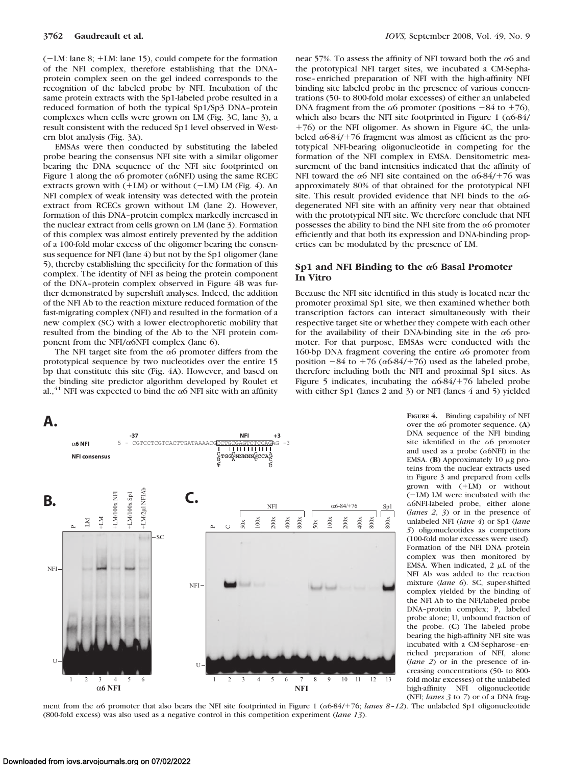(−LM: lane 8; +LM: lane 15), could compete for the formation of the NFI complex, therefore establishing that the DNA–protein complex seen on the gel indeed corresponds to the recognition of the labeled probe by NFI. Incubation of the same protein extracts with the Sp1-labeled probe resulted in a reduced formation of both the typical Sp1/Sp3 DNA–protein complexes when cells were grown on LM (Fig. 3C, lane 3), a result consistent with the reduced Sp1 level observed in Western blot analysis (Fig. 3A).

EMSAs were then conducted by substituting the labeled probe bearing the consensus NFI site with a similar oligomer bearing the DNA sequence of the NFI site footprinted on Figure 1 along the α6 promoter (α6NFI) using the same RCEC extracts grown with (+LM) or without (−LM) LM (Fig. 4). An NFI complex of weak intensity was detected with the protein extract from RCECs grown without LM (lane 2). However, formation of this DNA–protein complex markedly increased in the nuclear extract from cells grown on LM (lane 3). Formation of this complex was almost entirely prevented by the addition of a 100-fold molar excess of the oligomer bearing the consensus sequence for NFI (lane 4) but not by the Sp1 oligomer (lane 5), thereby establishing the specificity for the formation of this complex. The identity of NFI as being the protein component of the DNA–protein complex observed in Figure 4B was further demonstrated by supershift analyses. Indeed, the addition of the NFI Ab to the reaction mixture reduced formation of the fast-migrating complex (NFI) and resulted in the formation of a new complex (SC) with a lower electrophoretic mobility that resulted from the binding of the Ab to the NFI protein component from the NFI/α6NFI complex (lane 6).

The NFI target site from the α6 promoter differs from the prototypical sequence by two nucleotides over the entire 15 bp that constitute this site (Fig. 4A). However, and based on the binding site predictor algorithm developed by Roulet et al.,[41] NFI was expected to bind the α6 NFI site with an affinity near 57%. To assess the affinity of NFI toward both the α6 and the prototypical NFI target sites, we incubated a CM-Sepharose–enriched preparation of NFI with the high-affinity NFI binding site labeled probe in the presence of various concentrations (50- to 800-fold molar excesses) of either an unlabeled DNA fragment from the α6 promoter (positions −84 to +76), which also bears the NFI site footprinted in Figure 1 (α6-84/+76) or the NFI oligomer. As shown in Figure 4C, the unlabeled α6-84/+76 fragment was almost as efficient as the prototypical NFI-bearing oligonucleotide in competing for the formation of the NFI complex in EMSA. Densitometric measurement of the band intensities indicated that the affinity of NFI toward the α6 NFI site contained on the α6-84/+76 was approximately 80% of that obtained for the prototypical NFI site. This result provided evidence that NFI binds to the α6-degenerated NFI site with an affinity very near that obtained with the prototypical NFI site. We therefore conclude that NFI possesses the ability to bind the NFI site from the α6 promoter efficiently and that both its expression and DNA-binding properties can be modulated by the presence of LM.

### Sp1 and NFI Binding to the α6 Basal Promoter In Vitro

Because the NFI site identified in this study is located near the promoter proximal Sp1 site, we then examined whether both transcription factors can interact simultaneously with their respective target site or whether they compete with each other for the availability of their DNA-binding site in the α6 promoter. For that purpose, EMSAs were conducted with the 160-bp DNA fragment covering the entire α6 promoter from position −84 to +76 (α6-84/+76) used as the labeled probe, therefore including both the NFI and proximal Sp1 sites. As Figure 5 indicates, incubating the α6-84/+76 labeled probe with either Sp1 (lanes 2 and 3) or NFI (lanes 4 and 5) yielded

**Figure 4.** Binding capability of NFI over the α6 promoter sequence. (**A**) DNA sequence of the NFI binding site identified in the α6 promoter and used as a probe (α6NFI) in the EMSA. (**B**) Approximately 10 μg proteins from the nuclear extracts used in Figure 3 and prepared from cells grown with (+LM) or without (−LM) LM were incubated with the α6NFI-labeled probe, either alone (*lanes 2*, *3*) or in the presence of unlabeled NFI (*lane 4*) or Sp1 (*lane 5*) oligonucleotides as competitors (100-fold molar excesses were used). Formation of the NFI DNA–protein complex was then monitored by EMSA. When indicated, 2 μL of the NFI Ab was added to the reaction mixture (*lane 6*). SC, super-shifted complex yielded by the binding of the NFI Ab to the NFI/labeled probe DNA–protein complex; P, labeled probe alone; U, unbound fraction of the probe. (**C**) The labeled probe bearing the high-affinity NFI site was incubated with a CM-Sepharose–enriched preparation of NFI, alone (*lane 2*) or in the presence of increasing concentrations (50- to 800-fold molar excesses) of the unlabeled high-affinity NFI oligonucleotide (NFI; *lanes 3* to *7*) or of a DNA fragment from the α6 promoter that also bears the NFI site footprinted in Figure 1 (α6-84/+76; *lanes 8–12*). The unlabeled Sp1 oligonucleotide (800-fold excess) was also used as a negative control in this competition experiment (*lane 13*).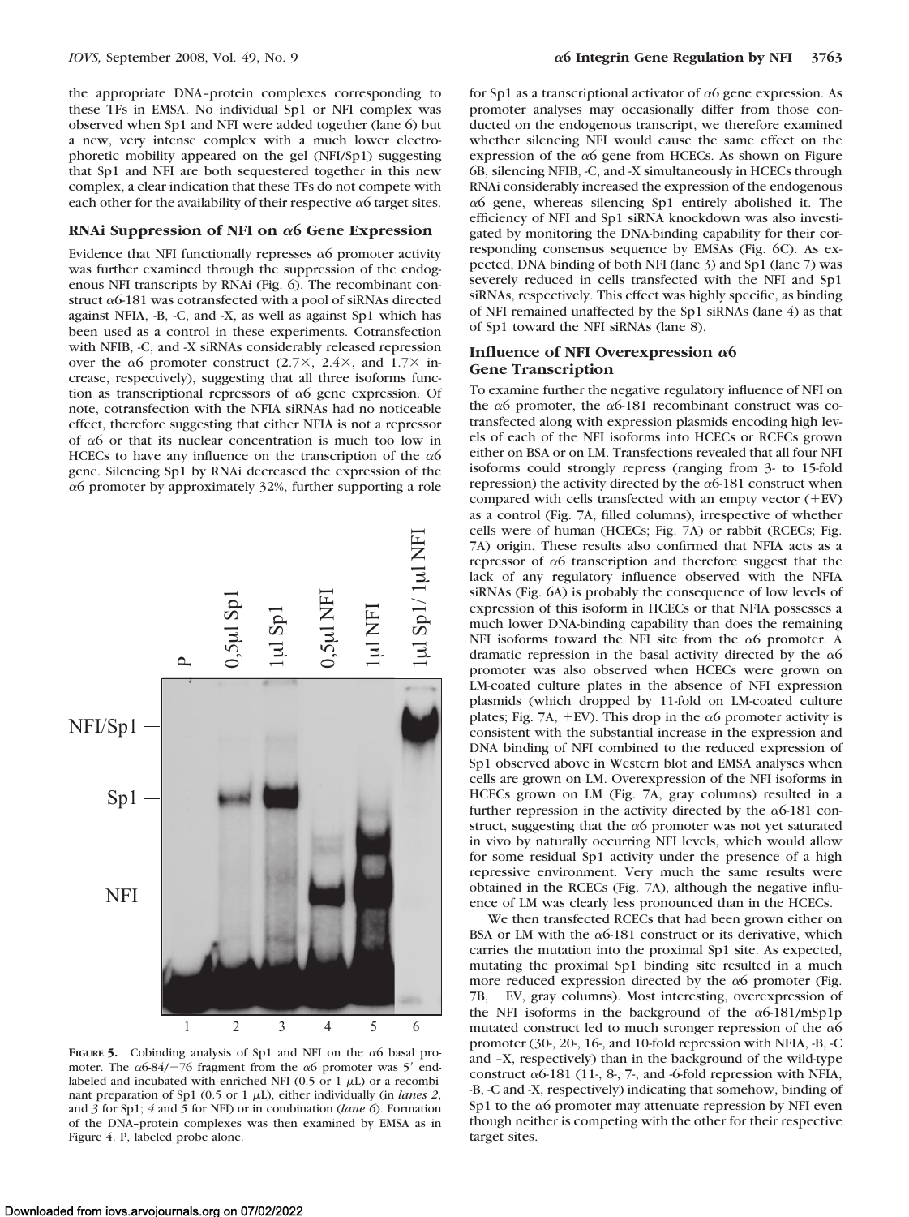the appropriate DNA–protein complexes corresponding to these TFs in EMSA. No individual Sp1 or NFI complex was observed when Sp1 and NFI were added together (lane 6) but a new, very intense complex with a much lower electrophoretic mobility appeared on the gel (NFI/Sp1) suggesting that Sp1 and NFI are both sequestered together in this new complex, a clear indication that these TFs do not compete with each other for the availability of their respective α6 target sites.

### RNAi Suppression of NFI on α6 Gene Expression

Evidence that NFI functionally represses α6 promoter activity was further examined through the suppression of the endogenous NFI transcripts by RNAi (Fig. 6). The recombinant construct α6-181 was cotransfected with a pool of siRNAs directed against NFIA, -B, -C, and -X, as well as against Sp1 which has been used as a control in these experiments. Cotransfection with NFIB, -C, and -X siRNAs considerably released repression over the α6 promoter construct (2.7×, 2.4×, and 1.7× increase, respectively), suggesting that all three isoforms function as transcriptional repressors of α6 gene expression. Of note, cotransfection with the NFIA siRNAs had no noticeable effect, therefore suggesting that either NFIA is not a repressor of α6 or that its nuclear concentration is much too low in HCECs to have any influence on the transcription of the α6 gene. Silencing Sp1 by RNAi decreased the expression of the α6 promoter by approximately 32%, further supporting a role

**FIGURE 5.** Cobinding analysis of Sp1 and NFI on the α6 basal promoter. The α6-84/+76 fragment from the α6 promoter was 5′ end-labeled and incubated with enriched NFI (0.5 or 1 μL) or a recombinant preparation of Sp1 (0.5 or 1 μL), either individually (in *lanes 2*, and *3* for Sp1; *4* and *5* for NFI) or in combination (*lane 6*). Formation of the DNA–protein complexes was then examined by EMSA as in Figure 4. P, labeled probe alone.

for Sp1 as a transcriptional activator of α6 gene expression. As promoter analyses may occasionally differ from those conducted on the endogenous transcript, we therefore examined whether silencing NFI would cause the same effect on the expression of the α6 gene from HCECs. As shown on Figure 6B, silencing NFIB, -C, and -X simultaneously in HCECs through RNAi considerably increased the expression of the endogenous α6 gene, whereas silencing Sp1 entirely abolished it. The efficiency of NFI and Sp1 siRNA knockdown was also investigated by monitoring the DNA-binding capability for their corresponding consensus sequence by EMSAs (Fig. 6C). As expected, DNA binding of both NFI (lane 3) and Sp1 (lane 7) was severely reduced in cells transfected with the NFI and Sp1 siRNAs, respectively. This effect was highly specific, as binding of NFI remained unaffected by the Sp1 siRNAs (lane 4) as that of Sp1 toward the NFI siRNAs (lane 8).

### Influence of NFI Overexpression α6 Gene Transcription

To examine further the negative regulatory influence of NFI on the α6 promoter, the α6-181 recombinant construct was cotransfected along with expression plasmids encoding high levels of each of the NFI isoforms into HCECs or RCECs grown either on BSA or on LM. Transfections revealed that all four NFI isoforms could strongly repress (ranging from 3- to 15-fold repression) the activity directed by the α6-181 construct when compared with cells transfected with an empty vector (+EV) as a control (Fig. 7A, filled columns), irrespective of whether cells were of human (HCECs; Fig. 7A) or rabbit (RCECs; Fig. 7A) origin. These results also confirmed that NFIA acts as a repressor of α6 transcription and therefore suggest that the lack of any regulatory influence observed with the NFIA siRNAs (Fig. 6A) is probably the consequence of low levels of expression of this isoform in HCECs or that NFIA possesses a much lower DNA-binding capability than does the remaining NFI isoforms toward the NFI site from the α6 promoter. A dramatic repression in the basal activity directed by the α6 promoter was also observed when HCECs were grown on LM-coated culture plates in the absence of NFI expression plasmids (which dropped by 11-fold on LM-coated culture plates; Fig. 7A, +EV). This drop in the α6 promoter activity is consistent with the substantial increase in the expression and DNA binding of NFI combined to the reduced expression of Sp1 observed above in Western blot and EMSA analyses when cells are grown on LM. Overexpression of the NFI isoforms in HCECs grown on LM (Fig. 7A, gray columns) resulted in a further repression in the activity directed by the α6-181 construct, suggesting that the α6 promoter was not yet saturated in vivo by naturally occurring NFI levels, which would allow for some residual Sp1 activity under the presence of a high repressive environment. Very much the same results were obtained in the RCECs (Fig. 7A), although the negative influence of LM was clearly less pronounced than in the HCECs.

We then transfected RCECs that had been grown either on BSA or LM with the α6-181 construct or its derivative, which carries the mutation into the proximal Sp1 site. As expected, mutating the proximal Sp1 binding site resulted in a much more reduced expression directed by the α6 promoter (Fig. 7B, +EV, gray columns). Most interesting, overexpression of the NFI isoforms in the background of the α6-181/mSp1p mutated construct led to much stronger repression of the α6 promoter (30-, 20-, 16-, and 10-fold repression with NFIA, -B, -C and –X, respectively) than in the background of the wild-type construct α6-181 (11-, 8-, 7-, and -6-fold repression with NFIA, -B, -C and -X, respectively) indicating that somehow, binding of Sp1 to the α6 promoter may attenuate repression by NFI even though neither is competing with the other for their respective target sites.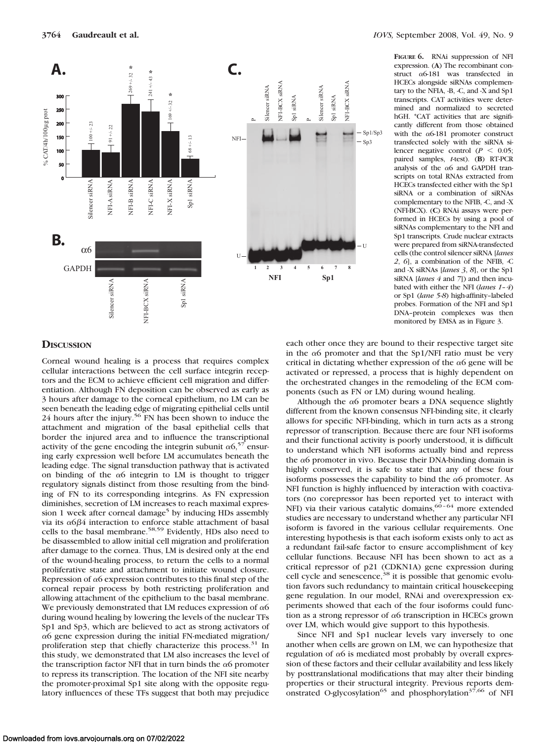**Figure 6.** RNAi suppression of NFI expression. (**A**) The recombinant construct α6-181 was transfected in HCECs alongside siRNAs complementary to the NFIA, -B, -C, and -X and Sp1 transcripts. CAT activities were determined and normalized to secreted hGH. *CAT activities that are significantly different from those obtained with the α6-181 promoter construct transfected solely with the siRNA silencer negative control ($P < 0.05$; paired samples, *t*-test). (**B**) RT-PCR analysis of the α6 and GAPDH transcripts on total RNAs extracted from HCECs transfected either with the Sp1 siRNA or a combination of siRNAs complementary to the NFIB, -C, and -X (NFI-BCX). (**C**) RNAi assays were performed in HCECs by using a pool of siRNAs complementary to the NFI and Sp1 transcripts. Crude nuclear extracts were prepared from siRNA-transfected cells (the control silencer siRNA [*lanes 2, 6*], a combination of the NFIB, -C and -X siRNAs [*lanes 3, 8*], or the Sp1 siRNA [*lanes 4* and *7*]) and then incubated with either the NFI (*lanes 1–4*) or Sp1 (*lane 5-8*) high-affinity–labeled probes. Formation of the NFI and Sp1 DNA–protein complexes was then monitored by EMSA as in Figure 3.

## Discussion

Corneal wound healing is a process that requires complex cellular interactions between the cell surface integrin receptors and the ECM to achieve efficient cell migration and differentiation. Although FN deposition can be observed as early as 3 hours after damage to the corneal epithelium, no LM can be seen beneath the leading edge of migrating epithelial cells until 24 hours after the injury.[56] FN has been shown to induce the attachment and migration of the basal epithelial cells that border the injured area and to influence the transcriptional activity of the gene encoding the integrin subunit α6,[57] ensuring early expression well before LM accumulates beneath the leading edge. The signal transduction pathway that is activated on binding of the α6 integrin to LM is thought to trigger regulatory signals distinct from those resulting from the binding of FN to its corresponding integrins. As FN expression diminishes, secretion of LM increases to reach maximal expression 1 week after corneal damage[5] by inducing HDs assembly via its α6β4 interaction to enforce stable attachment of basal cells to the basal membrane.[58,59] Evidently, HDs also need to be disassembled to allow initial cell migration and proliferation after damage to the cornea. Thus, LM is desired only at the end of the wound-healing process, to return the cells to a normal proliferative state and attachment to initiate wound closure. Repression of α6 expression contributes to this final step of the corneal repair process by both restricting proliferation and allowing attachment of the epithelium to the basal membrane. We previously demonstrated that LM reduces expression of α6 during wound healing by lowering the levels of the nuclear TFs Sp1 and Sp3, which are believed to act as strong activators of α6 gene expression during the initial FN-mediated migration/proliferation step that chiefly characterize this process.[31] In this study, we demonstrated that LM also increases the level of the transcription factor NFI that in turn binds the α6 promoter to repress its transcription. The location of the NFI site nearby the promoter-proximal Sp1 site along with the opposite regulatory influences of these TFs suggest that both may prejudice each other once they are bound to their respective target site in the α6 promoter and that the Sp1/NFI ratio must be very critical in dictating whether expression of the α6 gene will be activated or repressed, a process that is highly dependent on the orchestrated changes in the remodeling of the ECM components (such as FN or LM) during wound healing.

Although the α6 promoter bears a DNA sequence slightly different from the known consensus NFI-binding site, it clearly allows for specific NFI-binding, which in turn acts as a strong repressor of transcription. Because there are four NFI isoforms and their functional activity is poorly understood, it is difficult to understand which NFI isoforms actually bind and repress the α6 promoter in vivo. Because their DNA-binding domain is highly conserved, it is safe to state that any of these four isoforms possesses the capability to bind the α6 promoter. As NFI function is highly influenced by interaction with coactivators (no corepressor has been reported yet to interact with NFI) via their various catalytic domains,[60–64] more extended studies are necessary to understand whether any particular NFI isoform is favored in the various cellular requirements. One interesting hypothesis is that each isoform exists only to act as a redundant fail-safe factor to ensure accomplishment of key cellular functions. Because NFI has been shown to act as a critical repressor of p21 (CDKN1A) gene expression during cell cycle and senescence,[38] it is possible that genomic evolution favors such redundancy to maintain critical housekeeping gene regulation. In our model, RNAi and overexpression experiments showed that each of the four isoforms could function as a strong repressor of α6 transcription in HCECs grown over LM, which would give support to this hypothesis.

Since NFI and Sp1 nuclear levels vary inversely to one another when cells are grown on LM, we can hypothesize that regulation of α6 is mediated most probably by overall expression of these factors and their cellular availability and less likely by posttranslational modifications that may alter their binding properties or their structural integrity. Previous reports demonstrated O-glycosylation[65] and phosphorylation[37,66] of NFI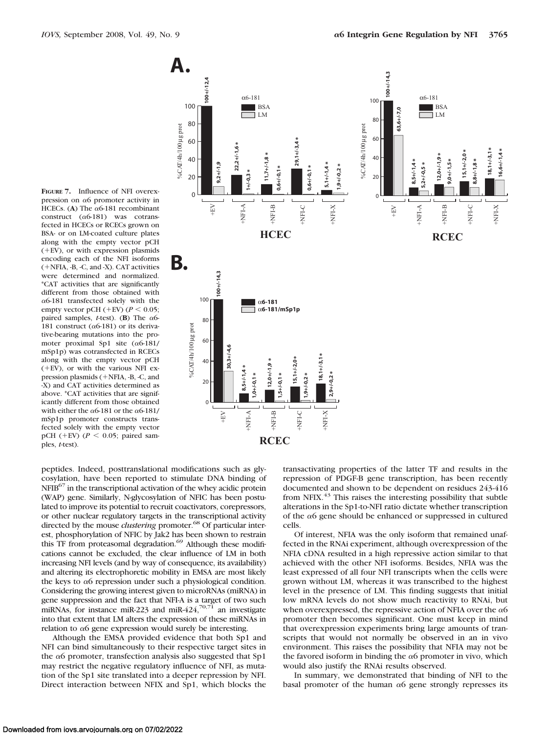**FIGURE 7.** Influence of NFI overexpression on α6 promoter activity in HCECs. (**A**) The α6-181 recombinant construct (α6-181) was cotransfected in HCECs or RCECs grown on BSA- or on LM-coated culture plates along with the empty vector pCH (+EV), or with expression plasmids encoding each of the NFI isoforms (+NFIA, -B, -C, and -X). CAT activities were determined and normalized. *CAT activities that are significantly different from those obtained with α6-181 transfected solely with the empty vector pCH (+EV) ($P < 0.05$; paired samples, $t$-test). (**B**) The α6-181 construct (α6-181) or its derivative-bearing mutations into the promoter proximal Sp1 site (α6-181/mSp1p) was cotransfected in RCECs along with the empty vector pCH (+EV), or with the various NFI expression plasmids (+NFIA, -B, -C, and -X) and CAT activities determined as above. *CAT activities that are significantly different from those obtained with either the α6-181 or the α6-181/mSp1p promoter constructs transfected solely with the empty vector pCH (+EV) ($P < 0.05$; paired samples, $t$-test).

peptides. Indeed, posttranslational modifications such as glycosylation, have been reported to stimulate DNA binding of NFIB[67] in the transcriptional activation of the whey acidic protein (WAP) gene. Similarly, N-glycosylation of NFIC has been postulated to improve its potential to recruit coactivators, corepressors, or other nuclear regulatory targets in the transcriptional activity directed by the mouse *clustering* promoter.[68] Of particular interest, phosphorylation of NFIC by Jak2 has been shown to restrain this TF from proteasomal degradation.[69] Although these modifications cannot be excluded, the clear influence of LM in both increasing NFI levels (and by way of consequence, its availability) and altering its electrophoretic mobility in EMSA are most likely the keys to α6 repression under such a physiological condition. Considering the growing interest given to microRNAs (miRNA) in gene suppression and the fact that NFI-A is a target of two such miRNAs, for instance miR-223 and miR-424,[70,71] an investigate into that extent that LM alters the expression of these miRNAs in relation to α6 gene expression would surely be interesting.

Although the EMSA provided evidence that both Sp1 and NFI can bind simultaneously to their respective target sites in the α6 promoter, transfection analysis also suggested that Sp1 may restrict the negative regulatory influence of NFI, as mutation of the Sp1 site translated into a deeper repression by NFI. Direct interaction between NFIX and Sp1, which blocks the transactivating properties of the latter TF and results in the repression of PDGF-B gene transcription, has been recently documented and shown to be dependent on residues 243-416 from NFIX.[43] This raises the interesting possibility that subtle alterations in the Sp1-to-NFI ratio dictate whether transcription of the α6 gene should be enhanced or suppressed in cultured cells.

Of interest, NFIA was the only isoform that remained unaffected in the RNAi experiment, although overexpression of the NFIA cDNA resulted in a high repressive action similar to that achieved with the other NFI isoforms. Besides, NFIA was the least expressed of all four NFI transcripts when the cells were grown without LM, whereas it was transcribed to the highest level in the presence of LM. This finding suggests that initial low mRNA levels do not show much reactivity to RNAi, but when overexpressed, the repressive action of NFIA over the α6 promoter then becomes significant. One must keep in mind that overexpression experiments bring large amounts of transcripts that would not normally be observed in an in vivo environment. This raises the possibility that NFIA may not be the favored isoform in binding the α6 promoter in vivo, which would also justify the RNAi results observed.

In summary, we demonstrated that binding of NFI to the basal promoter of the human α6 gene strongly represses its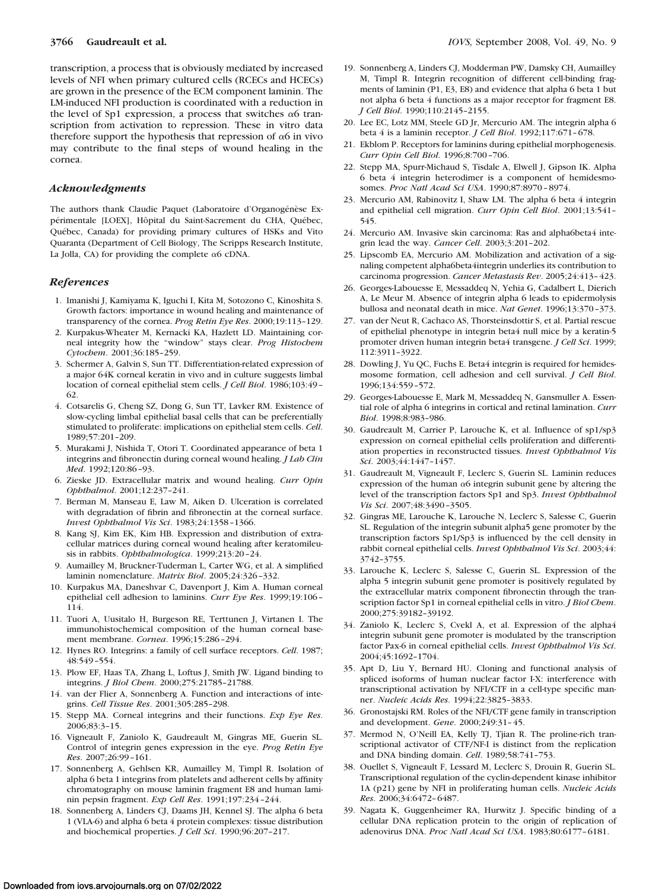transcription, a process that is obviously mediated by increased levels of NFI when primary cultured cells (RCECs and HCECs) are grown in the presence of the ECM component laminin. The LM-induced NFI production is coordinated with a reduction in the level of Sp1 expression, a process that switches α6 transcription from activation to repression. These in vitro data therefore support the hypothesis that repression of α6 in vivo may contribute to the final steps of wound healing in the cornea.

### *Acknowledgments*

The authors thank Claudie Paquet (Laboratoire d'Organogénèse Expérimentale [LOEX], Hôpital du Saint-Sacrement du CHA, Québec, Québec, Canada) for providing primary cultures of HSKs and Vito Quaranta (Department of Cell Biology, The Scripps Research Institute, La Jolla, CA) for providing the complete α6 cDNA.

### *References*

1. Imanishi J, Kamiyama K, Iguchi I, Kita M, Sotozono C, Kinoshita S. Growth factors: importance in wound healing and maintenance of transparency of the cornea. *Prog Retin Eye Res*. 2000;19:113–129.
2. Kurpakus-Wheater M, Kernacki KA, Hazlett LD. Maintaining corneal integrity how the "window" stays clear. *Prog Histochem Cytochem*. 2001;36:185–259.
3. Schermer A, Galvin S, Sun TT. Differentiation-related expression of a major 64K corneal keratin in vivo and in culture suggests limbal location of corneal epithelial stem cells. *J Cell Biol*. 1986;103:49–62.
4. Cotsarelis G, Cheng SZ, Dong G, Sun TT, Lavker RM. Existence of slow-cycling limbal epithelial basal cells that can be preferentially stimulated to proliferate: implications on epithelial stem cells. *Cell*. 1989;57:201–209.
5. Murakami J, Nishida T, Otori T. Coordinated appearance of beta 1 integrins and fibronectin during corneal wound healing. *J Lab Clin Med*. 1992;120:86–93.
6. Zieske JD. Extracellular matrix and wound healing. *Curr Opin Ophthalmol*. 2001;12:237–241.
7. Berman M, Manseau E, Law M, Aiken D. Ulceration is correlated with degradation of fibrin and fibronectin at the corneal surface. *Invest Ophthalmol Vis Sci*. 1983;24:1358–1366.
8. Kang SJ, Kim EK, Kim HB. Expression and distribution of extracellular matrices during corneal wound healing after keratomileusis in rabbits. *Ophthalmologica*. 1999;213:20–24.
9. Aumailley M, Bruckner-Tuderman L, Carter WG, et al. A simplified laminin nomenclature. *Matrix Biol*. 2005;24:326–332.
10. Kurpakus MA, Daneshvar C, Davenport J, Kim A. Human corneal epithelial cell adhesion to laminins. *Curr Eye Res*. 1999;19:106–114.
11. Tuori A, Uusitalo H, Burgeson RE, Terttunen J, Virtanen I. The immunohistochemical composition of the human corneal basement membrane. *Cornea*. 1996;15:286–294.
12. Hynes RO. Integrins: a family of cell surface receptors. *Cell*. 1987;48:549–554.
13. Plow EF, Haas TA, Zhang L, Loftus J, Smith JW. Ligand binding to integrins. *J Biol Chem*. 2000;275:21785–21788.
14. van der Flier A, Sonnenberg A. Function and interactions of integrins. *Cell Tissue Res*. 2001;305:285–298.
15. Stepp MA. Corneal integrins and their functions. *Exp Eye Res*. 2006;83:3–15.
16. Vigneault F, Zaniolo K, Gaudreault M, Gingras ME, Guerin SL. Control of integrin genes expression in the eye. *Prog Retin Eye Res*. 2007;26:99–161.
17. Sonnenberg A, Gehlsen KR, Aumailley M, Timpl R. Isolation of alpha 6 beta 1 integrins from platelets and adherent cells by affinity chromatography on mouse laminin fragment E8 and human laminin pepsin fragment. *Exp Cell Res*. 1991;197:234–244.
18. Sonnenberg A, Linders CJ, Daams JH, Kennel SJ. The alpha 6 beta 1 (VLA-6) and alpha 6 beta 4 protein complexes: tissue distribution and biochemical properties. *J Cell Sci*. 1990;96:207–217.
19. Sonnenberg A, Linders CJ, Modderman PW, Damsky CH, Aumailley M, Timpl R. Integrin recognition of different cell-binding fragments of laminin (P1, E3, E8) and evidence that alpha 6 beta 1 but not alpha 6 beta 4 functions as a major receptor for fragment E8. *J Cell Biol*. 1990;110:2145–2155.
20. Lee EC, Lotz MM, Steele GD Jr, Mercurio AM. The integrin alpha 6 beta 4 is a laminin receptor. *J Cell Biol*. 1992;117:671–678.
21. Ekblom P. Receptors for laminins during epithelial morphogenesis. *Curr Opin Cell Biol*. 1996;8:700–706.
22. Stepp MA, Spurr-Michaud S, Tisdale A, Elwell J, Gipson IK. Alpha 6 beta 4 integrin heterodimer is a component of hemidesmosomes. *Proc Natl Acad Sci USA*. 1990;87:8970–8974.
23. Mercurio AM, Rabinovitz I, Shaw LM. The alpha 6 beta 4 integrin and epithelial cell migration. *Curr Opin Cell Biol*. 2001;13:541–545.
24. Mercurio AM. Invasive skin carcinoma: Ras and alpha6beta4 integrin lead the way. *Cancer Cell*. 2003;3:201–202.
25. Lipscomb EA, Mercurio AM. Mobilization and activation of a signaling competent alpha6beta4integrin underlies its contribution to carcinoma progression. *Cancer Metastasis Rev*. 2005;24:413–423.
26. Georges-Labouesse E, Messaddeq N, Yehia G, Cadalbert L, Dierich A, Le Meur M. Absence of integrin alpha 6 leads to epidermolysis bullosa and neonatal death in mice. *Nat Genet*. 1996;13:370–373.
27. van der Neut R, Cachaco AS, Thorsteinsdottir S, et al. Partial rescue of epithelial phenotype in integrin beta4 null mice by a keratin-5 promoter driven human integrin beta4 transgene. *J Cell Sci*. 1999;112:3911–3922.
28. Dowling J, Yu QC, Fuchs E. Beta4 integrin is required for hemidesmosome formation, cell adhesion and cell survival. *J Cell Biol*. 1996;134:559–572.
29. Georges-Labouesse E, Mark M, Messaddeq N, Gansmuller A. Essential role of alpha 6 integrins in cortical and retinal lamination. *Curr Biol*. 1998;8:983–986.
30. Gaudreault M, Carrier P, Larouche K, et al. Influence of sp1/sp3 expression on corneal epithelial cells proliferation and differentiation properties in reconstructed tissues. *Invest Ophthalmol Vis Sci*. 2003;44:1447–1457.
31. Gaudreault M, Vigneault F, Leclerc S, Guerin SL. Laminin reduces expression of the human α6 integrin subunit gene by altering the level of the transcription factors Sp1 and Sp3. *Invest Ophthalmol Vis Sci*. 2007;48:3490–3505.
32. Gingras ME, Larouche K, Larouche N, Leclerc S, Salesse C, Guerin SL. Regulation of the integrin subunit alpha5 gene promoter by the transcription factors Sp1/Sp3 is influenced by the cell density in rabbit corneal epithelial cells. *Invest Ophthalmol Vis Sci*. 2003;44:3742–3755.
33. Larouche K, Leclerc S, Salesse C, Guerin SL. Expression of the alpha 5 integrin subunit gene promoter is positively regulated by the extracellular matrix component fibronectin through the transcription factor Sp1 in corneal epithelial cells in vitro. *J Biol Chem*. 2000;275:39182–39192.
34. Zaniolo K, Leclerc S, Cvekl A, et al. Expression of the alpha4 integrin subunit gene promoter is modulated by the transcription factor Pax-6 in corneal epithelial cells. *Invest Ophthalmol Vis Sci*. 2004;45:1692–1704.
35. Apt D, Liu Y, Bernard HU. Cloning and functional analysis of spliced isoforms of human nuclear factor I-X: interference with transcriptional activation by NFI/CTF in a cell-type specific manner. *Nucleic Acids Res*. 1994;22:3825–3833.
36. Gronostajski RM. Roles of the NFI/CTF gene family in transcription and development. *Gene*. 2000;249:31–45.
37. Mermod N, O'Neill EA, Kelly TJ, Tjian R. The proline-rich transcriptional activator of CTF/NF-I is distinct from the replication and DNA binding domain. *Cell*. 1989;58:741–753.
38. Ouellet S, Vigneault F, Lessard M, Leclerc S, Drouin R, Guerin SL. Transcriptional regulation of the cyclin-dependent kinase inhibitor 1A (p21) gene by NFI in proliferating human cells. *Nucleic Acids Res*. 2006;34:6472–6487.
39. Nagata K, Guggenheimer RA, Hurwitz J. Specific binding of a cellular DNA replication protein to the origin of replication of adenovirus DNA. *Proc Natl Acad Sci USA*. 1983;80:6177–6181.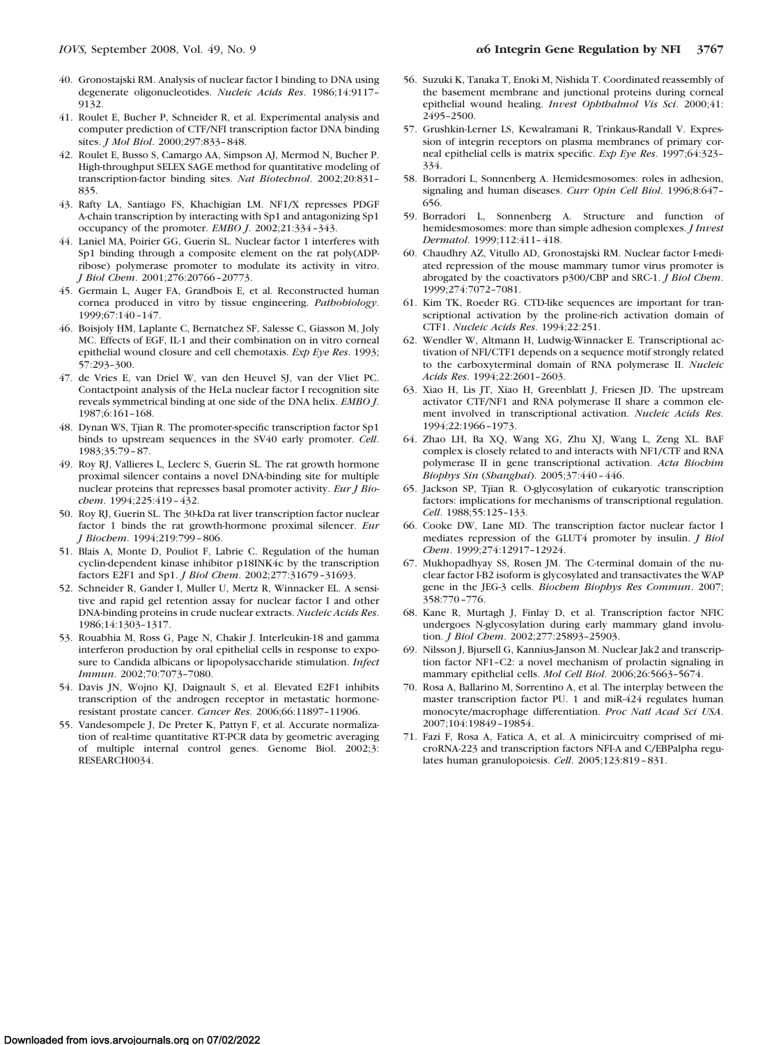40. Gronostajski RM. Analysis of nuclear factor I binding to DNA using degenerate oligonucleotides. *Nucleic Acids Res*. 1986;14:9117–9132.
41. Roulet E, Bucher P, Schneider R, et al. Experimental analysis and computer prediction of CTF/NFI transcription factor DNA binding sites. *J Mol Biol*. 2000;297:833–848.
42. Roulet E, Busso S, Camargo AA, Simpson AJ, Mermod N, Bucher P. High-throughput SELEX SAGE method for quantitative modeling of transcription-factor binding sites. *Nat Biotechnol*. 2002;20:831–835.
43. Rafty LA, Santiago FS, Khachigian LM. NF1/X represses PDGF A-chain transcription by interacting with Sp1 and antagonizing Sp1 occupancy of the promoter. *EMBO J*. 2002;21:334–343.
44. Laniel MA, Poirier GG, Guerin SL. Nuclear factor 1 interferes with Sp1 binding through a composite element on the rat poly(ADP-ribose) polymerase promoter to modulate its activity in vitro. *J Biol Chem*. 2001;276:20766–20773.
45. Germain L, Auger FA, Grandbois E, et al. Reconstructed human cornea produced in vitro by tissue engineering. *Pathobiology*. 1999;67:140–147.
46. Boisjoly HM, Laplante C, Bernatchez SF, Salesse C, Giasson M, Joly MC. Effects of EGF, IL-1 and their combination on in vitro corneal epithelial wound closure and cell chemotaxis. *Exp Eye Res*. 1993;57:293–300.
47. de Vries E, van Driel W, van den Heuvel SJ, van der Vliet PC. Contactpoint analysis of the HeLa nuclear factor I recognition site reveals symmetrical binding at one side of the DNA helix. *EMBO J*. 1987;6:161–168.
48. Dynan WS, Tjian R. The promoter-specific transcription factor Sp1 binds to upstream sequences in the SV40 early promoter. *Cell*. 1983;35:79–87.
49. Roy RJ, Vallieres L, Leclerc S, Guerin SL. The rat growth hormone proximal silencer contains a novel DNA-binding site for multiple nuclear proteins that represses basal promoter activity. *Eur J Biochem*. 1994;225:419–432.
50. Roy RJ, Guerin SL. The 30-kDa rat liver transcription factor nuclear factor 1 binds the rat growth-hormone proximal silencer. *Eur J Biochem*. 1994;219:799–806.
51. Blais A, Monte D, Pouliot F, Labrie C. Regulation of the human cyclin-dependent kinase inhibitor p18INK4c by the transcription factors E2F1 and Sp1. *J Biol Chem*. 2002;277:31679–31693.
52. Schneider R, Gander I, Muller U, Mertz R, Winnacker EL. A sensitive and rapid gel retention assay for nuclear factor I and other DNA-binding proteins in crude nuclear extracts. *Nucleic Acids Res*. 1986;14:1303–1317.
53. Rouabhia M, Ross G, Page N, Chakir J. Interleukin-18 and gamma interferon production by oral epithelial cells in response to exposure to Candida albicans or lipopolysaccharide stimulation. *Infect Immun*. 2002;70:7073–7080.
54. Davis JN, Wojno KJ, Daignault S, et al. Elevated E2F1 inhibits transcription of the androgen receptor in metastatic hormone-resistant prostate cancer. *Cancer Res*. 2006;66:11897–11906.
55. Vandesompele J, De Preter K, Pattyn F, et al. Accurate normalization of real-time quantitative RT-PCR data by geometric averaging of multiple internal control genes. Genome Biol. 2002;3: RESEARCH0034.
56. Suzuki K, Tanaka T, Enoki M, Nishida T. Coordinated reassembly of the basement membrane and junctional proteins during corneal epithelial wound healing. *Invest Ophthalmol Vis Sci*. 2000;41: 2495–2500.
57. Grushkin-Lerner LS, Kewalramani R, Trinkaus-Randall V. Expression of integrin receptors on plasma membranes of primary corneal epithelial cells is matrix specific. *Exp Eye Res*. 1997;64:323–334.
58. Borradori L, Sonnenberg A. Hemidesmosomes: roles in adhesion, signaling and human diseases. *Curr Opin Cell Biol*. 1996;8:647–656.
59. Borradori L, Sonnenberg A. Structure and function of hemidesmosomes: more than simple adhesion complexes. *J Invest Dermatol*. 1999;112:411–418.
60. Chaudhry AZ, Vitullo AD, Gronostajski RM. Nuclear factor I-mediated repression of the mouse mammary tumor virus promoter is abrogated by the coactivators p300/CBP and SRC-1. *J Biol Chem*. 1999;274:7072–7081.
61. Kim TK, Roeder RG. CTD-like sequences are important for transcriptional activation by the proline-rich activation domain of CTF1. *Nucleic Acids Res*. 1994;22:251.
62. Wendler W, Altmann H, Ludwig-Winnacker E. Transcriptional activation of NFI/CTF1 depends on a sequence motif strongly related to the carboxyterminal domain of RNA polymerase II. *Nucleic Acids Res*. 1994;22:2601–2603.
63. Xiao H, Lis JT, Xiao H, Greenblatt J, Friesen JD. The upstream activator CTF/NF1 and RNA polymerase II share a common element involved in transcriptional activation. *Nucleic Acids Res*. 1994;22:1966–1973.
64. Zhao LH, Ba XQ, Wang XG, Zhu XJ, Wang L, Zeng XL. BAF complex is closely related to and interacts with NF1/CTF and RNA polymerase II in gene transcriptional activation. *Acta Biochim Biophys Sin (Shanghai)*. 2005;37:440–446.
65. Jackson SP, Tjian R. O-glycosylation of eukaryotic transcription factors: implications for mechanisms of transcriptional regulation. *Cell*. 1988;55:125–133.
66. Cooke DW, Lane MD. The transcription factor nuclear factor I mediates repression of the GLUT4 promoter by insulin. *J Biol Chem*. 1999;274:12917–12924.
67. Mukhopadhyay SS, Rosen JM. The C-terminal domain of the nuclear factor I-B2 isoform is glycosylated and transactivates the WAP gene in the JEG-3 cells. *Biochem Biophys Res Commun*. 2007; 358:770–776.
68. Kane R, Murtagh J, Finlay D, et al. Transcription factor NFIC undergoes N-glycosylation during early mammary gland involution. *J Biol Chem*. 2002;277:25893–25903.
69. Nilsson J, Bjursell G, Kannius-Janson M. Nuclear Jak2 and transcription factor NF1–C2: a novel mechanism of prolactin signaling in mammary epithelial cells. *Mol Cell Biol*. 2006;26:5663–5674.
70. Rosa A, Ballarino M, Sorrentino A, et al. The interplay between the master transcription factor PU. 1 and miR-424 regulates human monocyte/macrophage differentiation. *Proc Natl Acad Sci USA*. 2007;104:19849–19854.
71. Fazi F, Rosa A, Fatica A, et al. A minicircuitry comprised of microRNA-223 and transcription factors NFI-A and C/EBPalpha regulates human granulopoiesis. *Cell*. 2005;123:819–831.